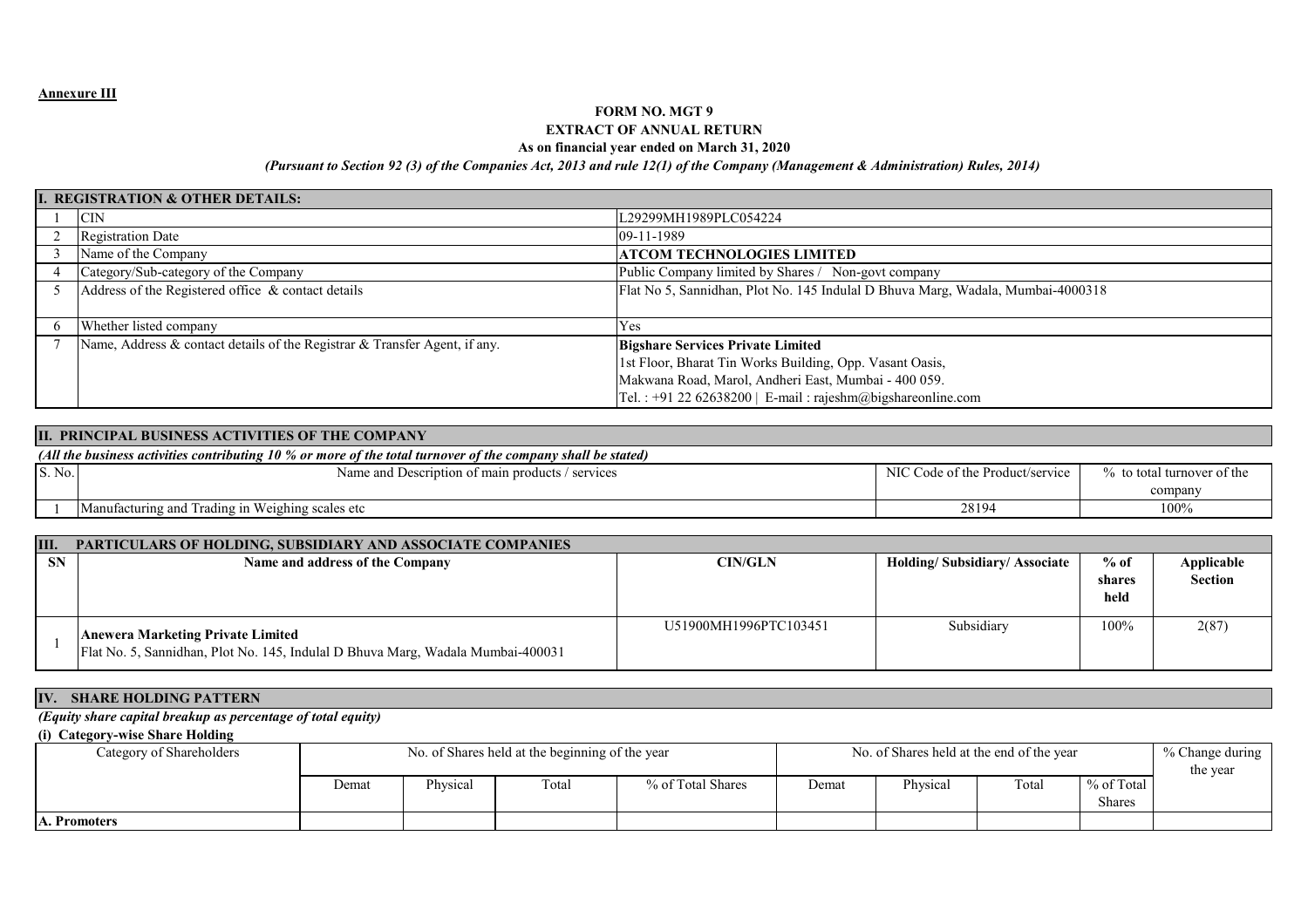**Annexure III**

**FORM NO. MGT 9**
**EXTRACT OF ANNUAL RETURN**
**As on financial year ended on March 31, 2020**
***(Pursuant to Section 92 (3) of the Companies Act, 2013 and rule 12(1) of the Company (Management & Administration) Rules, 2014)***

| **I. REGISTRATION & OTHER DETAILS:** | | |
|---|---|---|
| 1 | CIN | L29299MH1989PLC054224 |
| 2 | Registration Date | 09-11-1989 |
| 3 | Name of the Company | **ATCOM TECHNOLOGIES LIMITED** |
| 4 | Category/Sub-category of the Company | Public Company limited by Shares / Non-govt company |
| 5 | Address of the Registered office & contact details | Flat No 5, Sannidhan, Plot No. 145 Indulal D Bhuva Marg, Wadala, Mumbai-4000318 |
| 6 | Whether listed company | Yes |
| 7 | Name, Address & contact details of the Registrar & Transfer Agent, if any. | **Bigshare Services Private Limited**<br>1st Floor, Bharat Tin Works Building, Opp. Vasant Oasis,<br>Makwana Road, Marol, Andheri East, Mumbai - 400 059.<br>Tel. : +91 22 62638200 \| E-mail : rajeshm@bigshareonline.com |

**II. PRINCIPAL BUSINESS ACTIVITIES OF THE COMPANY**

*(All the business activities contributing 10 % or more of the total turnover of the company shall be stated)*

| S. No. | Name and Description of main products / services | NIC Code of the Product/service | % to total turnover of the company |
|---|---|---|---|
| 1 | Manufacturing and Trading in Weighing scales etc | 28194 | 100% |

**III. PARTICULARS OF HOLDING, SUBSIDIARY AND ASSOCIATE COMPANIES**

| SN | Name and address of the Company | CIN/GLN | Holding/ Subsidiary/ Associate | % of shares held | Applicable Section |
|---|---|---|---|---|---|
| 1 | **Anewera Marketing Private Limited**<br>Flat No. 5, Sannidhan, Plot No. 145, Indulal D Bhuva Marg, Wadala Mumbai-400031 | U51900MH1996PTC103451 | Subsidiary | 100% | 2(87) |

**IV. SHARE HOLDING PATTERN**

***(Equity share capital breakup as percentage of total equity)***

**(i) Category-wise Share Holding**

| Category of Shareholders | No. of Shares held at the beginning of the year | | | | No. of Shares held at the end of the year | | | | % Change during the year |
|---|---|---|---|---|---|---|---|---|---|
| | Demat | Physical | Total | % of Total Shares | Demat | Physical | Total | % of Total Shares | |
| **A. Promoters** | | | | | | | | | |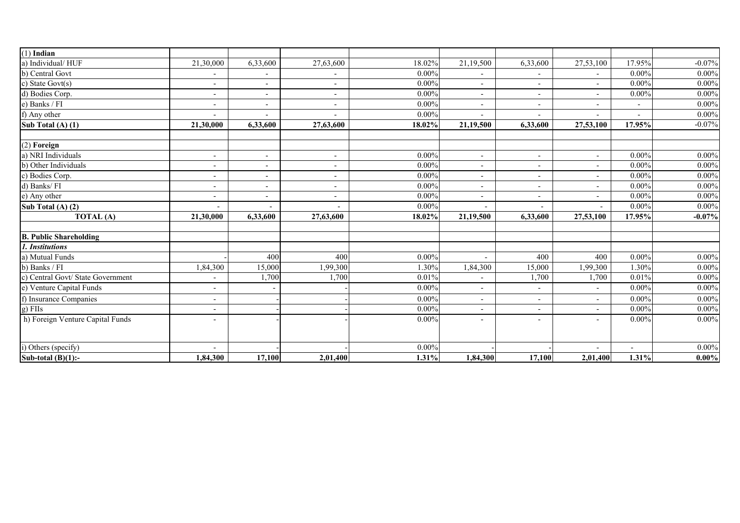| | | | | | | | | | |
|---|---|---|---|---|---|---|---|---|---|
| (1) **Indian** | | | | | | | | | |
| a) Individual/ HUF | 21,30,000 | 6,33,600 | 27,63,600 | 18.02% | 21,19,500 | 6,33,600 | 27,53,100 | 17.95% | -0.07% |
| b) Central Govt | - | - | - | 0.00% | - | - | - | 0.00% | 0.00% |
| c) State Govt(s) | - | - | - | 0.00% | - | - | - | 0.00% | 0.00% |
| d) Bodies Corp. | - | - | - | 0.00% | - | - | - | 0.00% | 0.00% |
| e) Banks / FI | - | - | - | 0.00% | - | - | - | - | 0.00% |
| f) Any other | - | - | - | 0.00% | - | - | - | - | 0.00% |
| **Sub Total (A) (1)** | **21,30,000** | **6,33,600** | **27,63,600** | **18.02%** | **21,19,500** | **6,33,600** | **27,53,100** | **17.95%** | -0.07% |
| | | | | | | | | | |
| (2) **Foreign** | | | | | | | | | |
| a) NRI Individuals | - | - | - | 0.00% | - | - | - | 0.00% | 0.00% |
| b) Other Individuals | - | - | - | 0.00% | - | - | - | 0.00% | 0.00% |
| c) Bodies Corp. | - | - | - | 0.00% | - | - | - | 0.00% | 0.00% |
| d) Banks/ FI | - | - | - | 0.00% | - | - | - | 0.00% | 0.00% |
| e) Any other | - | - | - | 0.00% | - | - | - | 0.00% | 0.00% |
| **Sub Total (A) (2)** | - | - | - | 0.00% | - | - | - | 0.00% | 0.00% |
| **TOTAL (A)** | **21,30,000** | **6,33,600** | **27,63,600** | **18.02%** | **21,19,500** | **6,33,600** | **27,53,100** | **17.95%** | **-0.07%** |
| | | | | | | | | | |
| **B. Public Shareholding** | | | | | | | | | |
| ***1. Institutions*** | | | | | | | | | |
| a) Mutual Funds | - | 400 | 400 | 0.00% | - | 400 | 400 | 0.00% | 0.00% |
| b) Banks / FI | 1,84,300 | 15,000 | 1,99,300 | 1.30% | 1,84,300 | 15,000 | 1,99,300 | 1.30% | 0.00% |
| c) Central Govt/ State Government | - | 1,700 | 1,700 | 0.01% | - | 1,700 | 1,700 | 0.01% | 0.00% |
| e) Venture Capital Funds | - | - | - | 0.00% | - | - | - | 0.00% | 0.00% |
| f) Insurance Companies | - | - | - | 0.00% | - | - | - | 0.00% | 0.00% |
| g) FIIs | - | - | - | 0.00% | - | - | - | 0.00% | 0.00% |
| h) Foreign Venture Capital Funds | - | - | - | 0.00% | - | - | - | 0.00% | 0.00% |
| i) Others (specify) | - | - | - | 0.00% | - | - | - | - | 0.00% |
| **Sub-total (B)(1):-** | **1,84,300** | **17,100** | **2,01,400** | **1.31%** | **1,84,300** | **17,100** | **2,01,400** | **1.31%** | **0.00%** |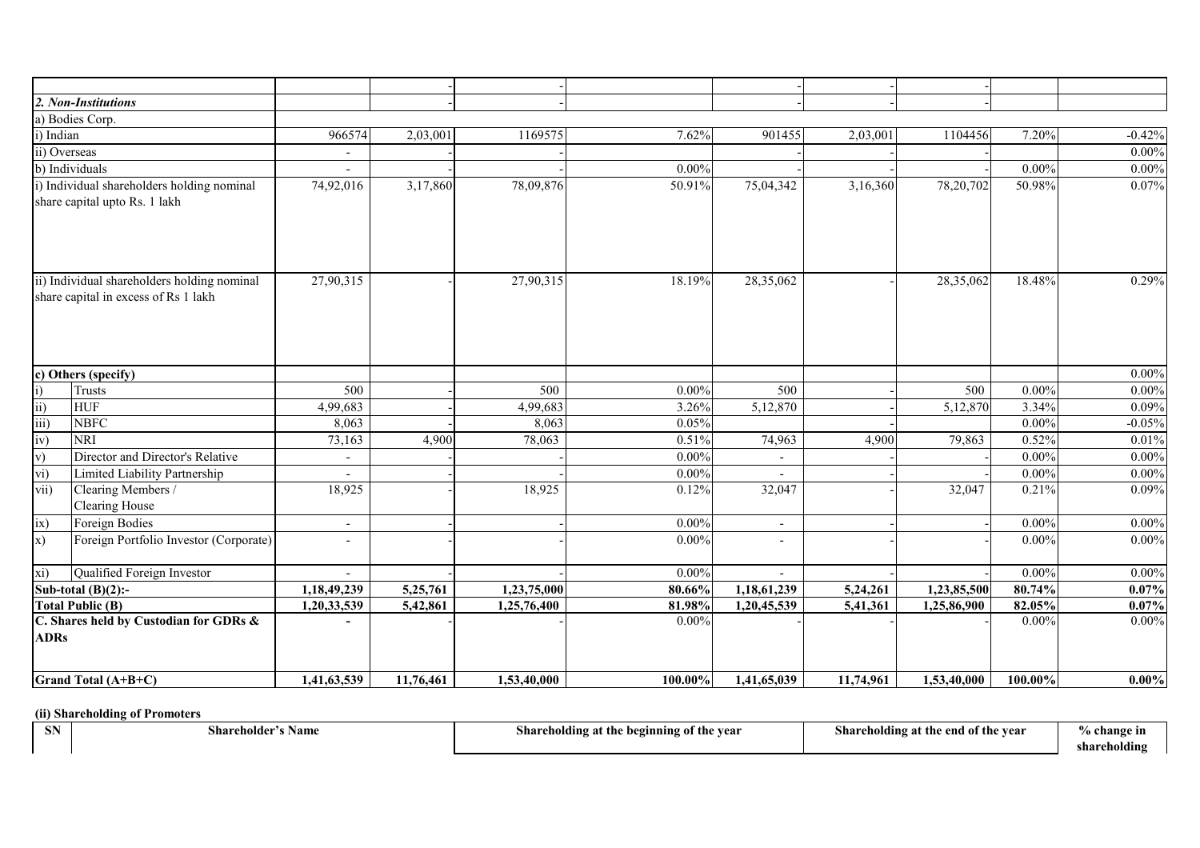|  |  |  |  |  |  |  |  |  |  |
|---|---|---|---|---|---|---|---|---|---|
|  |  | - | - |  | - | - | - |  |  |
| ***2. Non-Institutions*** |  | - | - |  | - | - | - |  |  |
| a) Bodies Corp. |  |  |  |  |  |  |  |  |  |
| i) Indian | 966574 | 2,03,001 | 1169575 | 7.62% | 901455 | 2,03,001 | 1104456 | 7.20% | -0.42% |
| ii) Overseas | - | - | - |  | - | - | - |  | 0.00% |
| b) Individuals | - | - | - | 0.00% | - | - | - | 0.00% | 0.00% |
| i) Individual shareholders holding nominal share capital upto Rs. 1 lakh | 74,92,016 | 3,17,860 | 78,09,876 | 50.91% | 75,04,342 | 3,16,360 | 78,20,702 | 50.98% | 0.07% |
| ii) Individual shareholders holding nominal share capital in excess of Rs 1 lakh | 27,90,315 | - | 27,90,315 | 18.19% | 28,35,062 | - | 28,35,062 | 18.48% | 0.29% |
| **c) Others (specify)** |  |  |  |  |  |  |  |  | 0.00% |
| i) Trusts | 500 | - | 500 | 0.00% | 500 | - | 500 | 0.00% | 0.00% |
| ii) HUF | 4,99,683 | - | 4,99,683 | 3.26% | 5,12,870 | - | 5,12,870 | 3.34% | 0.09% |
| iii) NBFC | 8,063 | - | 8,063 | 0.05% |  | - | - | 0.00% | -0.05% |
| iv) NRI | 73,163 | 4,900 | 78,063 | 0.51% | 74,963 | 4,900 | 79,863 | 0.52% | 0.01% |
| v) Director and Director's Relative | - | - | - | 0.00% | - | - | - | 0.00% | 0.00% |
| vi) Limited Liability Partnership | - | - | - | 0.00% | - | - | - | 0.00% | 0.00% |
| vii) Clearing Members / Clearing House | 18,925 | - | 18,925 | 0.12% | 32,047 | - | 32,047 | 0.21% | 0.09% |
| ix) Foreign Bodies | - | - | - | 0.00% | - | - | - | 0.00% | 0.00% |
| x) Foreign Portfolio Investor (Corporate) | - | - | - | 0.00% | - | - | - | 0.00% | 0.00% |
| xi) Qualified Foreign Investor | - | - | - | 0.00% | - | - | - | 0.00% | 0.00% |
| **Sub-total (B)(2):-** | **1,18,49,239** | **5,25,761** | **1,23,75,000** | **80.66%** | **1,18,61,239** | **5,24,261** | **1,23,85,500** | **80.74%** | **0.07%** |
| **Total Public (B)** | **1,20,33,539** | **5,42,861** | **1,25,76,400** | **81.98%** | **1,20,45,539** | **5,41,361** | **1,25,86,900** | **82.05%** | **0.07%** |
| **C. Shares held by Custodian for GDRs & ADRs** | **-** | - | - | 0.00% | - | - | - | 0.00% | 0.00% |
| **Grand Total (A+B+C)** | **1,41,63,539** | **11,76,461** | **1,53,40,000** | **100.00%** | **1,41,65,039** | **11,74,961** | **1,53,40,000** | **100.00%** | **0.00%** |

**(ii) Shareholding of Promoters**

| SN | Shareholder's Name | Shareholding at the beginning of the year | Shareholding at the end of the year | % change in shareholding |
|---|---|---|---|---|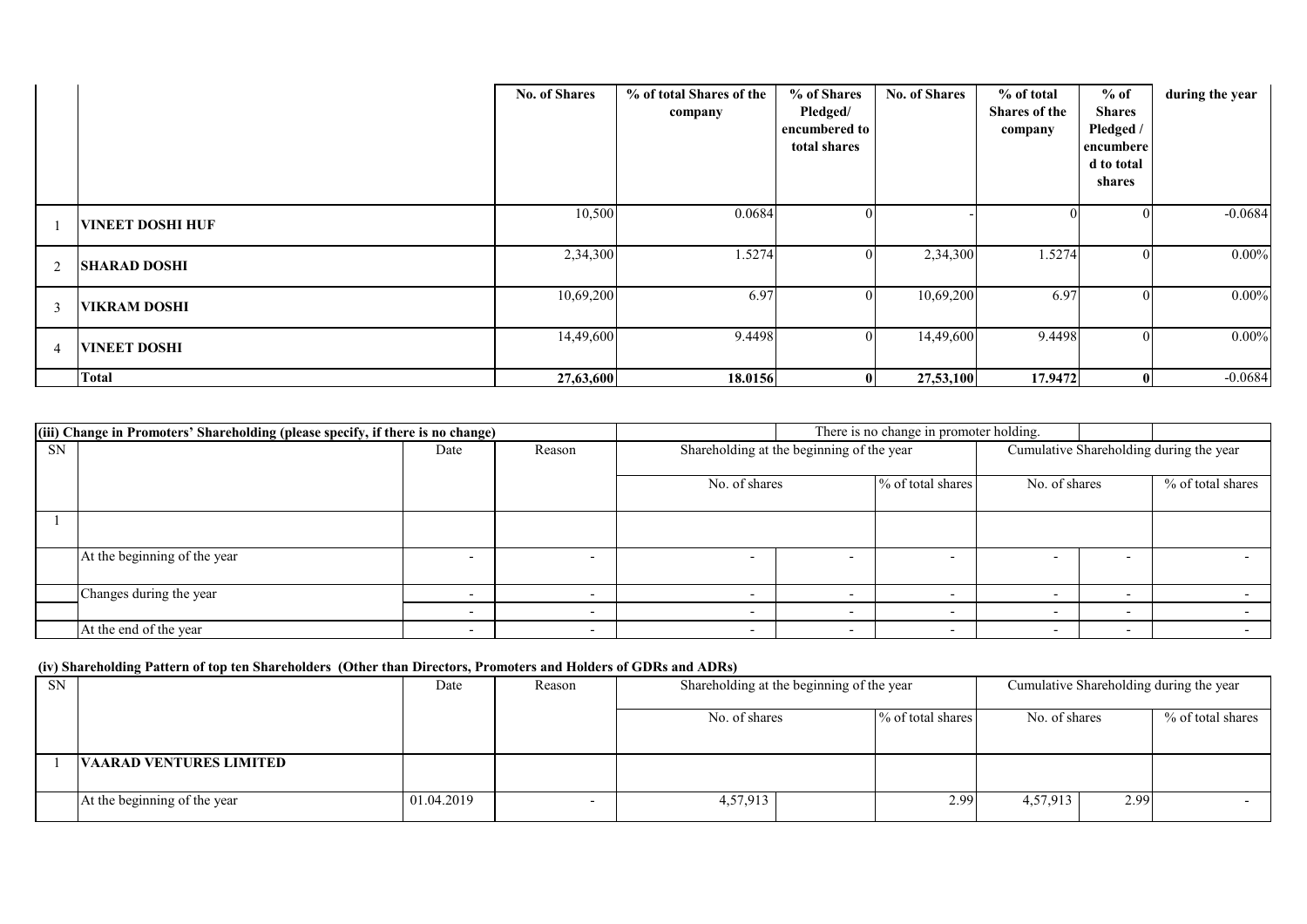| | | No. of Shares | % of total Shares of the company | % of Shares Pledged/ encumbered to total shares | No. of Shares | % of total Shares of the company | % of Shares Pledged / encumbered to total shares | during the year |
|---|---|---|---|---|---|---|---|---|
| 1 | **VINEET DOSHI HUF** | 10,500 | 0.0684 | 0 | - | 0 | 0 | -0.0684 |
| 2 | **SHARAD DOSHI** | 2,34,300 | 1.5274 | 0 | 2,34,300 | 1.5274 | 0 | 0.00% |
| 3 | **VIKRAM DOSHI** | 10,69,200 | 6.97 | 0 | 10,69,200 | 6.97 | 0 | 0.00% |
| 4 | **VINEET DOSHI** | 14,49,600 | 9.4498 | 0 | 14,49,600 | 9.4498 | 0 | 0.00% |
| | **Total** | **27,63,600** | **18.0156** | **0** | **27,53,100** | **17.9472** | **0** | -0.0684 |

| **(iii) Change in Promoters' Shareholding (please specify, if there is no change)** | | | | | There is no change in promoter holding. | | | | |
|---|---|---|---|---|---|---|---|---|---|
| SN | | Date | Reason | Shareholding at the beginning of the year | | | Cumulative Shareholding during the year | | |
| | | | | No. of shares | | % of total shares | No. of shares | | % of total shares |
| 1 | | | | | | | | | |
| | At the beginning of the year | - | - | - | - | - | - | - | - |
| | Changes during the year | - | - | - | - | - | - | - | - |
| | | - | - | - | - | - | - | - | - |
| | At the end of the year | - | - | - | - | - | - | - | - |

**(iv) Shareholding Pattern of top ten Shareholders (Other than Directors, Promoters and Holders of GDRs and ADRs)**

| SN | | Date | Reason | Shareholding at the beginning of the year | | | Cumulative Shareholding during the year | | |
|---|---|---|---|---|---|---|---|---|---|
| | | | | No. of shares | | % of total shares | No. of shares | | % of total shares |
| 1 | **VAARAD VENTURES LIMITED** | | | | | | | | |
| | At the beginning of the year | 01.04.2019 | - | 4,57,913 | | 2.99 | 4,57,913 | 2.99 | - |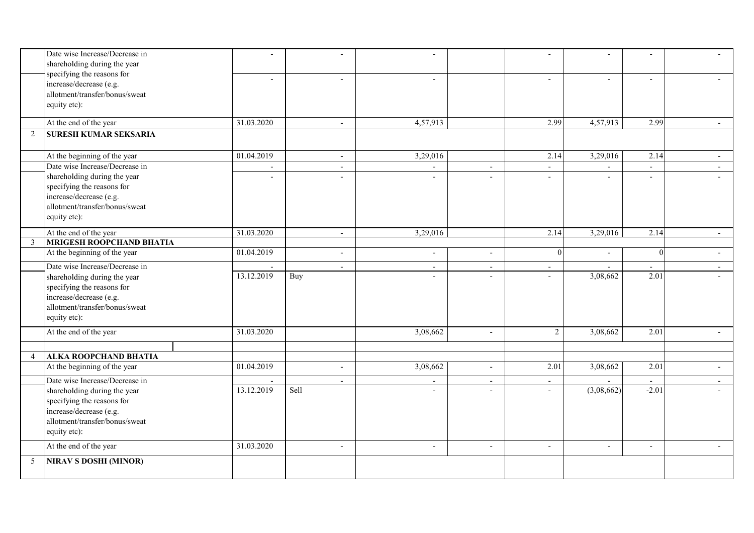| | | | | | | | | | |
|---|---|---|---|---|---|---|---|---|---|
| | Date wise Increase/Decrease in shareholding during the year specifying the reasons for increase/decrease (e.g. allotment/transfer/bonus/sweat equity etc): | - | - | - | | - | - | - | - |
| | | - | - | - | | - | - | - | - |
| | At the end of the year | 31.03.2020 | - | 4,57,913 | | 2.99 | 4,57,913 | 2.99 | - |
| 2 | **SURESH KUMAR SEKSARIA** | | | | | | | | |
| | At the beginning of the year | 01.04.2019 | - | 3,29,016 | | 2.14 | 3,29,016 | 2.14 | - |
| | Date wise Increase/Decrease in shareholding during the year specifying the reasons for increase/decrease (e.g. allotment/transfer/bonus/sweat equity etc): | - | - | - | - | - | - | - | - |
| | | - | - | - | - | - | - | - | - |
| | At the end of the year | 31.03.2020 | - | 3,29,016 | | 2.14 | 3,29,016 | 2.14 | - |
| 3 | **MRIGESH ROOPCHAND BHATIA** | | | | | | | | |
| | At the beginning of the year | 01.04.2019 | - | - | - | 0 | - | 0 | - |
| | Date wise Increase/Decrease in shareholding during the year specifying the reasons for increase/decrease (e.g. allotment/transfer/bonus/sweat equity etc): | - | - | - | - | - | - | - | - |
| | | 13.12.2019 | Buy | - | - | - | 3,08,662 | 2.01 | - |
| | At the end of the year | 31.03.2020 | | 3,08,662 | - | 2 | 3,08,662 | 2.01 | - |
| | | | | | | | | | |
| 4 | **ALKA ROOPCHAND BHATIA** | | | | | | | | |
| | At the beginning of the year | 01.04.2019 | - | 3,08,662 | - | 2.01 | 3,08,662 | 2.01 | - |
| | Date wise Increase/Decrease in shareholding during the year specifying the reasons for increase/decrease (e.g. allotment/transfer/bonus/sweat equity etc): | - | - | - | - | - | - | - | - |
| | | 13.12.2019 | Sell | - | - | - | (3,08,662) | -2.01 | - |
| | At the end of the year | 31.03.2020 | - | - | - | - | - | - | - |
| 5 | **NIRAV S DOSHI (MINOR)** | | | | | | | | |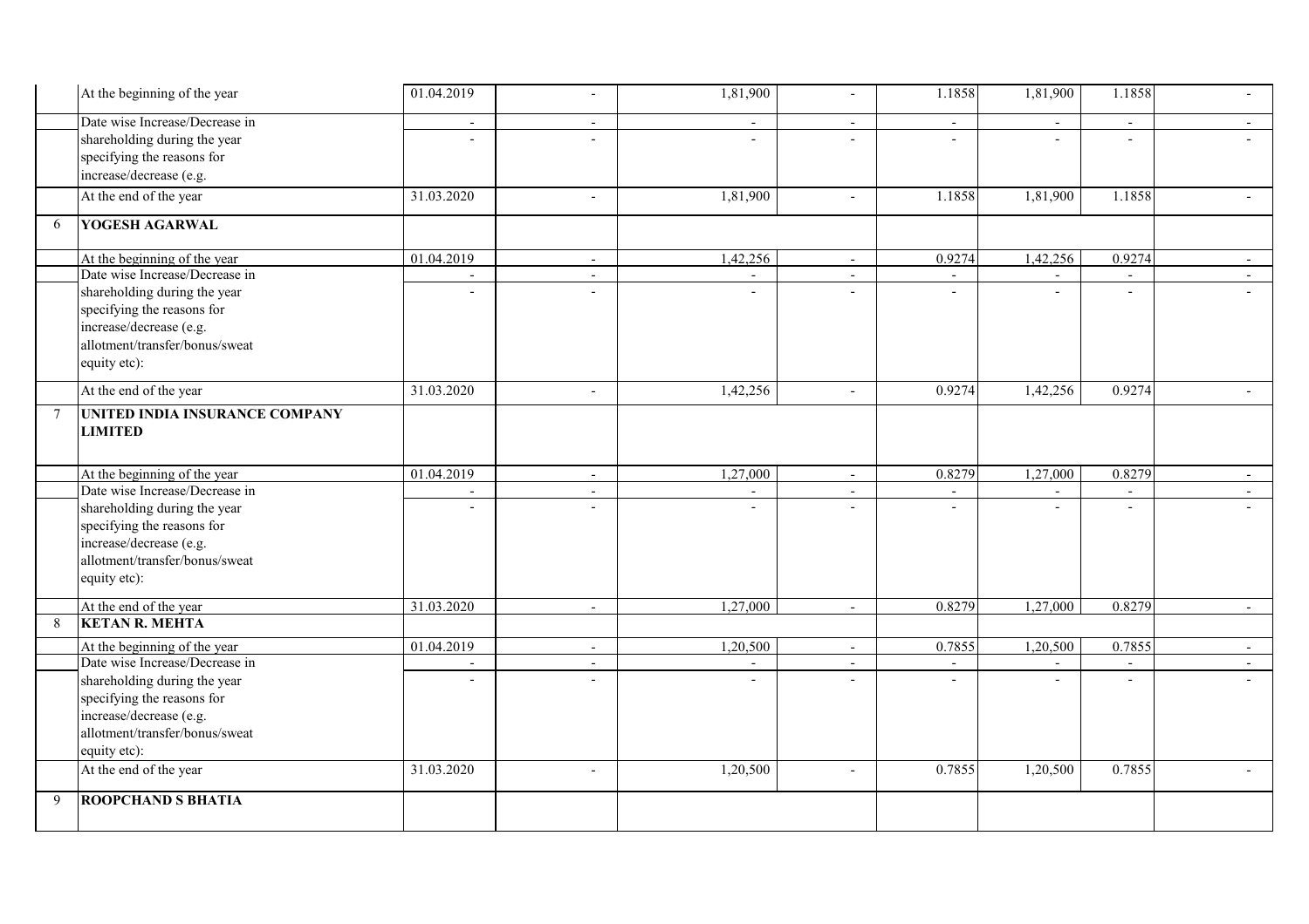| | | | | | | | | | |
|---|---|---|---|---|---|---|---|---|---|
| | At the beginning of the year | 01.04.2019 | - | 1,81,900 | - | 1.1858 | 1,81,900 | 1.1858 | - |
| | Date wise Increase/Decrease in shareholding during the year specifying the reasons for increase/decrease (e.g. | - | - | - | - | - | - | - | - |
| | At the end of the year | 31.03.2020 | - | 1,81,900 | - | 1.1858 | 1,81,900 | 1.1858 | - |
| 6 | **YOGESH AGARWAL** | | | | | | | | |
| | At the beginning of the year | 01.04.2019 | - | 1,42,256 | - | 0.9274 | 1,42,256 | 0.9274 | - |
| | Date wise Increase/Decrease in shareholding during the year specifying the reasons for increase/decrease (e.g. allotment/transfer/bonus/sweat equity etc): | - | - | - | - | - | - | - | - |
| | At the end of the year | 31.03.2020 | - | 1,42,256 | - | 0.9274 | 1,42,256 | 0.9274 | - |
| 7 | **UNITED INDIA INSURANCE COMPANY LIMITED** | | | | | | | | |
| | At the beginning of the year | 01.04.2019 | - | 1,27,000 | - | 0.8279 | 1,27,000 | 0.8279 | - |
| | Date wise Increase/Decrease in shareholding during the year specifying the reasons for increase/decrease (e.g. allotment/transfer/bonus/sweat equity etc): | - | - | - | - | - | - | - | - |
| | At the end of the year | 31.03.2020 | - | 1,27,000 | - | 0.8279 | 1,27,000 | 0.8279 | - |
| 8 | **KETAN R. MEHTA** | | | | | | | | |
| | At the beginning of the year | 01.04.2019 | - | 1,20,500 | - | 0.7855 | 1,20,500 | 0.7855 | - |
| | Date wise Increase/Decrease in shareholding during the year specifying the reasons for increase/decrease (e.g. allotment/transfer/bonus/sweat equity etc): | - | - | - | - | - | - | - | - |
| | At the end of the year | 31.03.2020 | - | 1,20,500 | - | 0.7855 | 1,20,500 | 0.7855 | - |
| 9 | **ROOPCHAND S BHATIA** | | | | | | | | |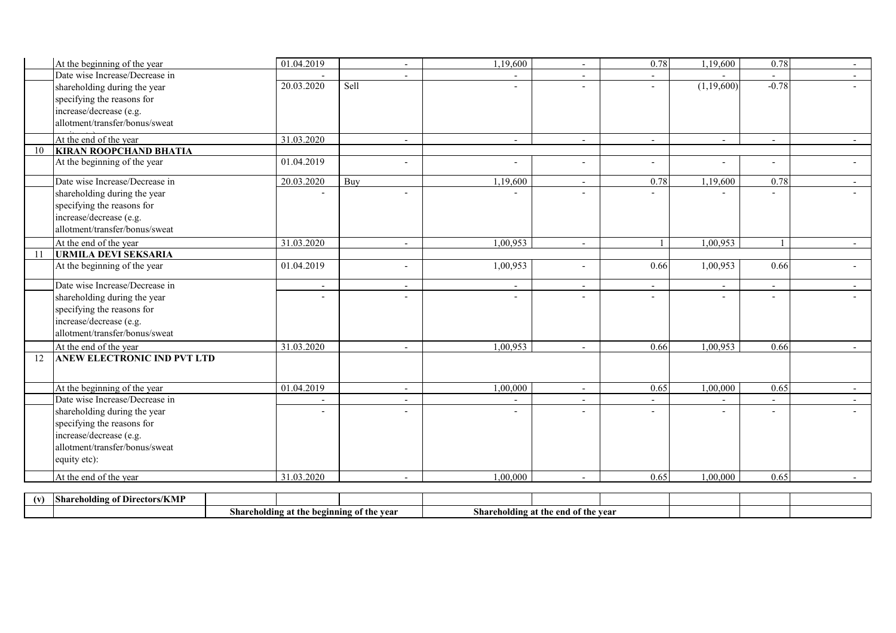| | | | | | | | | | |
|---|---|---|---|---|---|---|---|---|---|
| | At the beginning of the year | 01.04.2019 | - | 1,19,600 | - | 0.78 | 1,19,600 | 0.78 | - |
| | Date wise Increase/Decrease in | - | - | - | - | - | - | - | - |
| | shareholding during the year specifying the reasons for increase/decrease (e.g. allotment/transfer/bonus/sweat equity etc): | 20.03.2020 | Sell | - | - | - | (1,19,600) | -0.78 | - |
| | At the end of the year | 31.03.2020 | - | - | - | - | - | - | - |
| 10 | **KIRAN ROOPCHAND BHATIA** | | | | | | | | |
| | At the beginning of the year | 01.04.2019 | - | - | - | - | - | - | - |
| | Date wise Increase/Decrease in | 20.03.2020 | Buy | 1,19,600 | - | 0.78 | 1,19,600 | 0.78 | - |
| | shareholding during the year specifying the reasons for increase/decrease (e.g. allotment/transfer/bonus/sweat | - | - | - | - | - | - | - | - |
| | At the end of the year | 31.03.2020 | - | 1,00,953 | - | 1 | 1,00,953 | 1 | - |
| 11 | **URMILA DEVI SEKSARIA** | | | | | | | | |
| | At the beginning of the year | 01.04.2019 | - | 1,00,953 | - | 0.66 | 1,00,953 | 0.66 | - |
| | Date wise Increase/Decrease in | - | - | - | - | - | - | - | - |
| | shareholding during the year specifying the reasons for increase/decrease (e.g. allotment/transfer/bonus/sweat | - | - | - | - | - | - | - | - |
| | At the end of the year | 31.03.2020 | - | 1,00,953 | - | 0.66 | 1,00,953 | 0.66 | - |
| 12 | **ANEW ELECTRONIC IND PVT LTD** | | | | | | | | |
| | At the beginning of the year | 01.04.2019 | - | 1,00,000 | - | 0.65 | 1,00,000 | 0.65 | - |
| | Date wise Increase/Decrease in | - | - | - | - | - | - | - | - |
| | shareholding during the year specifying the reasons for increase/decrease (e.g. allotment/transfer/bonus/sweat equity etc): | - | - | - | - | - | - | - | - |
| | At the end of the year | 31.03.2020 | - | 1,00,000 | - | 0.65 | 1,00,000 | 0.65 | - |

| | | | | | | | | | |
|---|---|---|---|---|---|---|---|---|---|
| **(v)** | **Shareholding of Directors/KMP** | | | | | | | | |
| | | **Shareholding at the beginning of the year** | | **Shareholding at the end of the year** | | | | | |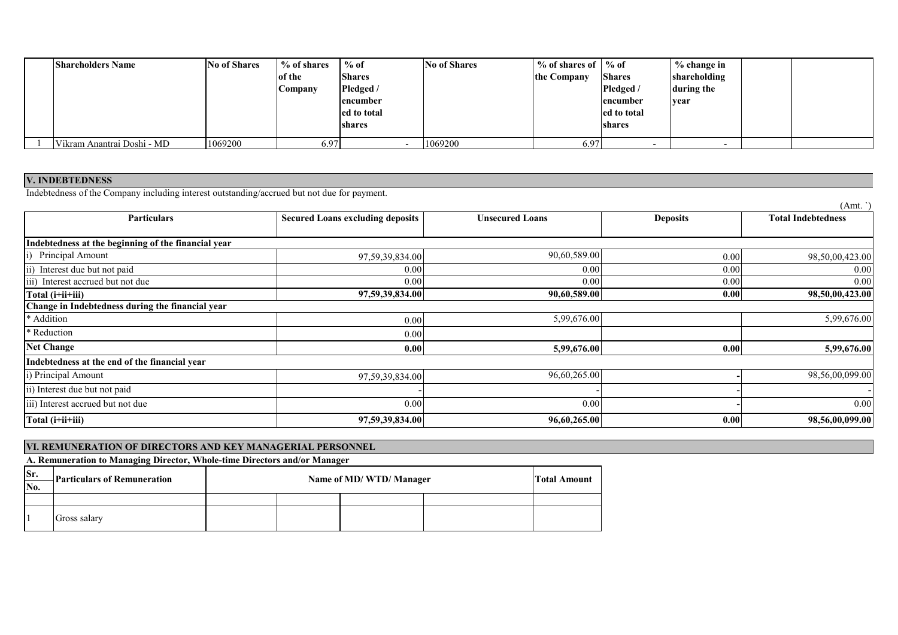| | Shareholders Name | No of Shares | % of shares of the Company | % of Shares Pledged / encumbered to total shares | No of Shares | % of shares of the Company | % of Shares Pledged / encumbered to total shares | % change in shareholding during the year | | |
|---|---|---|---|---|---|---|---|---|---|---|
| 1 | Vikram Anantrai Doshi - MD | 1069200 | 6.97 | - | 1069200 | 6.97 | - | - | | |

## V. INDEBTEDNESS

Indebtedness of the Company including interest outstanding/accrued but not due for payment.

(Amt. `)

| Particulars | Secured Loans excluding deposits | Unsecured Loans | Deposits | Total Indebtedness |
|---|---|---|---|---|
| **Indebtedness at the beginning of the financial year** | | | | |
| i) Principal Amount | 97,59,39,834.00 | 90,60,589.00 | 0.00 | 98,50,00,423.00 |
| ii) Interest due but not paid | 0.00 | 0.00 | 0.00 | 0.00 |
| iii) Interest accrued but not due | 0.00 | 0.00 | 0.00 | 0.00 |
| **Total (i+ii+iii)** | **97,59,39,834.00** | **90,60,589.00** | **0.00** | **98,50,00,423.00** |
| **Change in Indebtedness during the financial year** | | | | |
| * Addition | 0.00 | 5,99,676.00 | | 5,99,676.00 |
| * Reduction | 0.00 | | | |
| **Net Change** | **0.00** | **5,99,676.00** | **0.00** | **5,99,676.00** |
| **Indebtedness at the end of the financial year** | | | | |
| i) Principal Amount | 97,59,39,834.00 | 96,60,265.00 | - | 98,56,00,099.00 |
| ii) Interest due but not paid | - | - | - | - |
| iii) Interest accrued but not due | 0.00 | 0.00 | - | 0.00 |
| **Total (i+ii+iii)** | **97,59,39,834.00** | **96,60,265.00** | **0.00** | **98,56,00,099.00** |

## VI. REMUNERATION OF DIRECTORS AND KEY MANAGERIAL PERSONNEL

**A. Remuneration to Managing Director, Whole-time Directors and/or Manager**

| Sr. No. | Particulars of Remuneration | Name of MD/ WTD/ Manager | | | | Total Amount |
|---|---|---|---|---|---|---|
| | | | | | | |
| 1 | Gross salary | | | | | |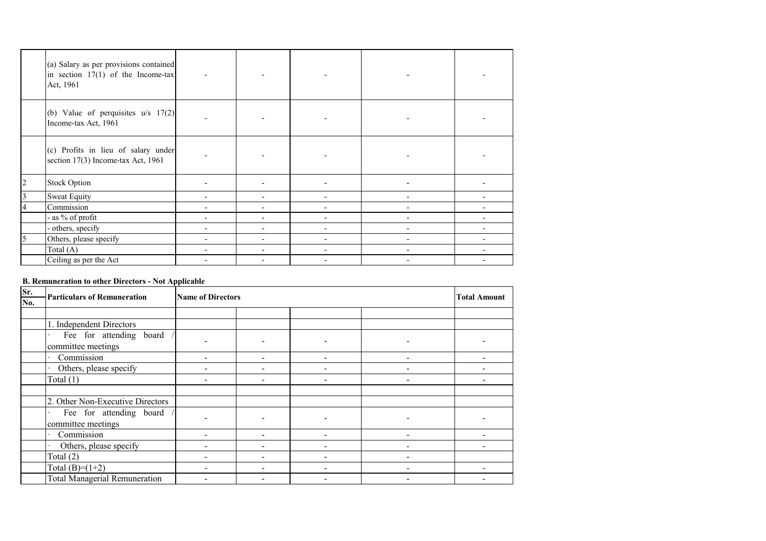| | | | | | | |
|---|---|---|---|---|---|---|
| | (a) Salary as per provisions contained in section 17(1) of the Income-tax Act, 1961 | - | - | - | - | - |
| | (b) Value of perquisites u/s 17(2) Income-tax Act, 1961 | - | - | - | - | - |
| | (c) Profits in lieu of salary under section 17(3) Income-tax Act, 1961 | - | - | - | - | - |
| 2 | Stock Option | - | - | - | - | - |
| 3 | Sweat Equity | - | - | - | - | - |
| 4 | Commission | - | - | - | - | - |
| | - as % of profit | - | - | - | - | - |
| | - others, specify | - | - | - | - | - |
| 5 | Others, please specify | - | - | - | - | - |
| | Total (A) | - | - | - | - | - |
| | Ceiling as per the Act | - | - | - | - | - |

**B. Remuneration to other Directors - Not Applicable**

| Sr. No. | Particulars of Remuneration | Name of Directors | | | | Total Amount |
|---|---|---|---|---|---|---|
| | | | | | | |
| | 1. Independent Directors | | | | | |
| | · Fee for attending board / committee meetings | - | - | - | - | - |
| | · Commission | - | - | - | - | - |
| | · Others, please specify | - | - | - | - | - |
| | Total (1) | - | - | - | - | - |
| | | | | | | |
| | 2. Other Non-Executive Directors | | | | | |
| | · Fee for attending board / committee meetings | - | - | - | - | - |
| | · Commission | - | - | - | - | - |
| | · Others, please specify | - | - | - | - | - |
| | Total (2) | - | - | - | - | |
| | Total (B)=(1+2) | - | - | - | - | - |
| | Total Managerial Remuneration | - | - | - | - | - |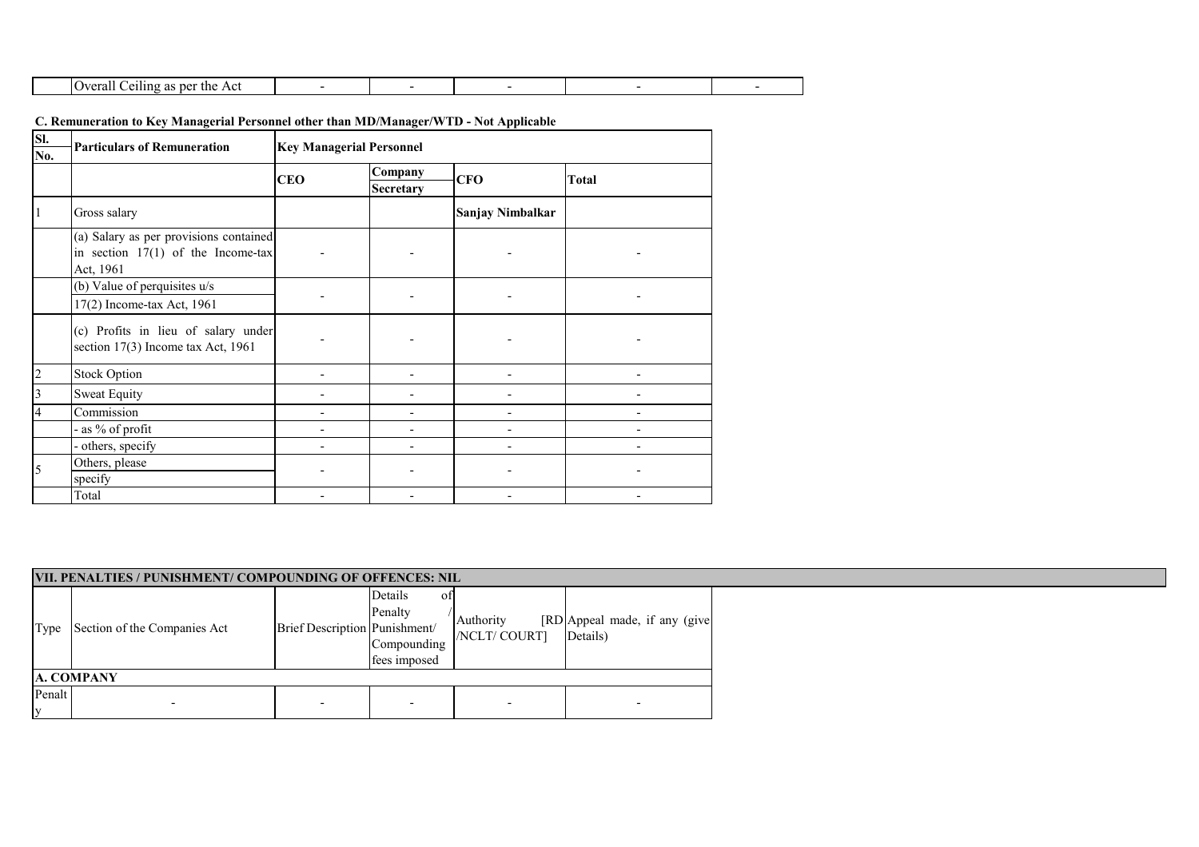| | Overall Ceiling as per the Act | - | - | - | - | - |
|---|---|---|---|---|---|---|

**C. Remuneration to Key Managerial Personnel other than MD/Manager/WTD - Not Applicable**

| Sl. No. | Particulars of Remuneration | Key Managerial Personnel | | | |
|---|---|---|---|---|---|
| | | CEO | Company Secretary | CFO | Total |
| 1 | Gross salary | | | Sanjay Nimbalkar | |
| | (a) Salary as per provisions contained in section 17(1) of the Income-tax Act, 1961 | - | - | - | - |
| | (b) Value of perquisites u/s 17(2) Income-tax Act, 1961 | - | - | - | - |
| | (c) Profits in lieu of salary under section 17(3) Income tax Act, 1961 | - | - | - | - |
| 2 | Stock Option | - | - | - | - |
| 3 | Sweat Equity | - | - | - | - |
| 4 | Commission | - | - | - | - |
| | - as % of profit | - | - | - | - |
| | - others, specify | - | - | - | - |
| 5 | Others, please specify | - | - | - | - |
| | Total | - | - | - | - |

**VII. PENALTIES / PUNISHMENT/ COMPOUNDING OF OFFENCES: NIL**

| Type | Section of the Companies Act | Brief Description | Details of Penalty / Punishment/ Compounding fees imposed | Authority [RD /NCLT/ COURT] | Appeal made, if any (give Details) |
|---|---|---|---|---|---|
| **A. COMPANY** | | | | | |
| Penalty | - | - | - | - | - |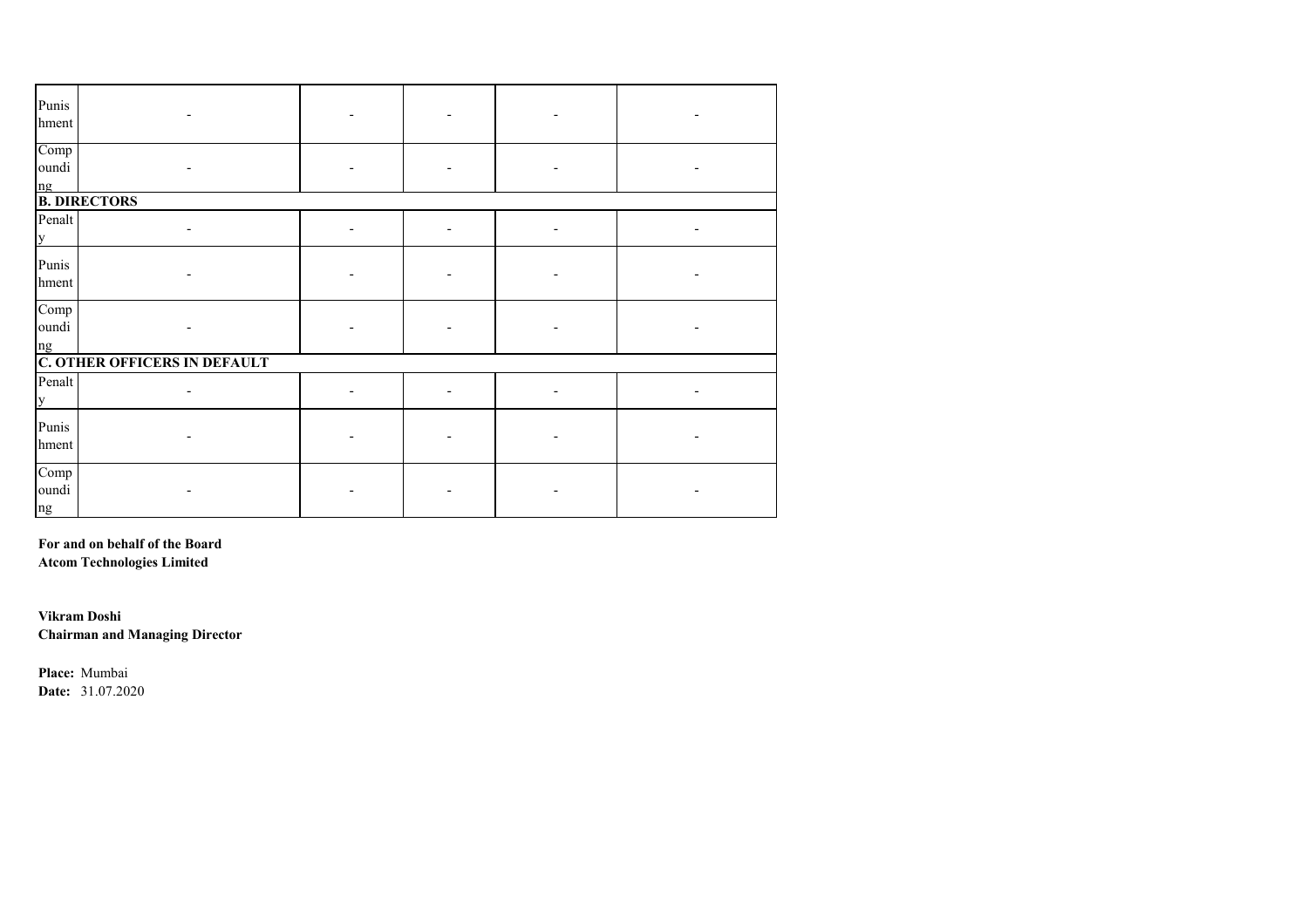| | | | | | |
|---|---|---|---|---|---|
| Punishment | - | - | - | - | - |
| Compounding | - | - | - | - | - |
| **B. DIRECTORS** | | | | | |
| Penalty | - | - | - | - | - |
| Punishment | - | - | - | - | - |
| Compounding | - | - | - | - | - |
| **C. OTHER OFFICERS IN DEFAULT** | | | | | |
| Penalty | - | - | - | - | - |
| Punishment | - | - | - | - | - |
| Compounding | - | - | - | - | - |

**For and on behalf of the Board**
**Atcom Technologies Limited**

**Vikram Doshi**
**Chairman and Managing Director**

**Place:** Mumbai
**Date:** 31.07.2020